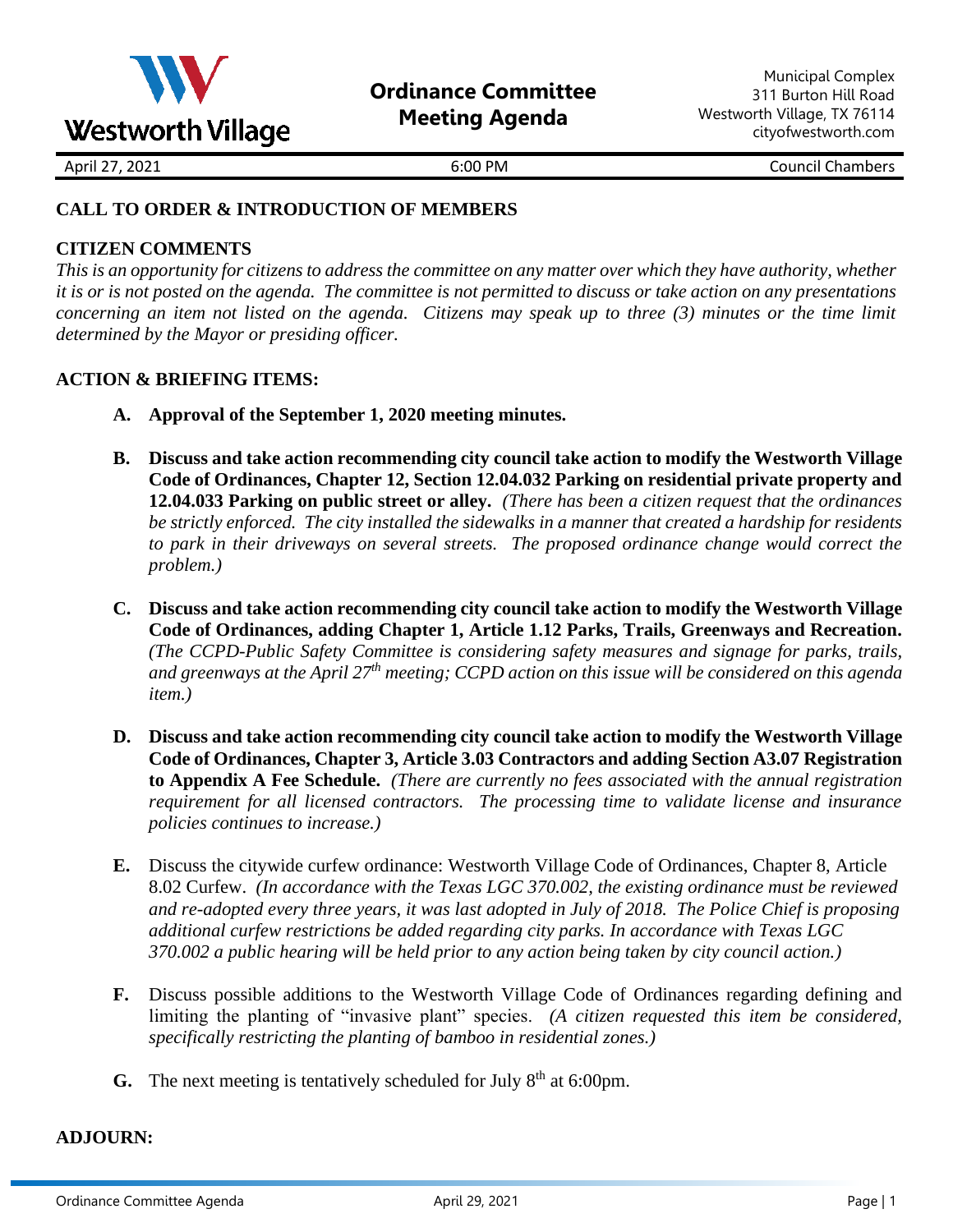Westworth Village

# Ordinance Committee Meeting Agenda

Municipal Complex
311 Burton Hill Road
Westworth Village, TX 76114
cityofwestworth.com

April 27, 2021 | 6:00 PM | Council Chambers

## CALL TO ORDER & INTRODUCTION OF MEMBERS

## CITIZEN COMMENTS

*This is an opportunity for citizens to address the committee on any matter over which they have authority, whether it is or is not posted on the agenda. The committee is not permitted to discuss or take action on any presentations concerning an item not listed on the agenda. Citizens may speak up to three (3) minutes or the time limit determined by the Mayor or presiding officer.*

## ACTION & BRIEFING ITEMS:

**A. Approval of the September 1, 2020 meeting minutes.**

**B. Discuss and take action recommending city council take action to modify the Westworth Village Code of Ordinances, Chapter 12, Section 12.04.032 Parking on residential private property and 12.04.033 Parking on public street or alley.** *(There has been a citizen request that the ordinances be strictly enforced. The city installed the sidewalks in a manner that created a hardship for residents to park in their driveways on several streets. The proposed ordinance change would correct the problem.)*

**C. Discuss and take action recommending city council take action to modify the Westworth Village Code of Ordinances, adding Chapter 1, Article 1.12 Parks, Trails, Greenways and Recreation.** *(The CCPD-Public Safety Committee is considering safety measures and signage for parks, trails, and greenways at the April 27th meeting; CCPD action on this issue will be considered on this agenda item.)*

**D. Discuss and take action recommending city council take action to modify the Westworth Village Code of Ordinances, Chapter 3, Article 3.03 Contractors and adding Section A3.07 Registration to Appendix A Fee Schedule.** *(There are currently no fees associated with the annual registration requirement for all licensed contractors. The processing time to validate license and insurance policies continues to increase.)*

**E.** Discuss the citywide curfew ordinance: Westworth Village Code of Ordinances, Chapter 8, Article 8.02 Curfew. *(In accordance with the Texas LGC 370.002, the existing ordinance must be reviewed and re-adopted every three years, it was last adopted in July of 2018. The Police Chief is proposing additional curfew restrictions be added regarding city parks. In accordance with Texas LGC 370.002 a public hearing will be held prior to any action being taken by city council action.)*

**F.** Discuss possible additions to the Westworth Village Code of Ordinances regarding defining and limiting the planting of "invasive plant" species. *(A citizen requested this item be considered, specifically restricting the planting of bamboo in residential zones.)*

**G.** The next meeting is tentatively scheduled for July 8th at 6:00pm.

## ADJOURN: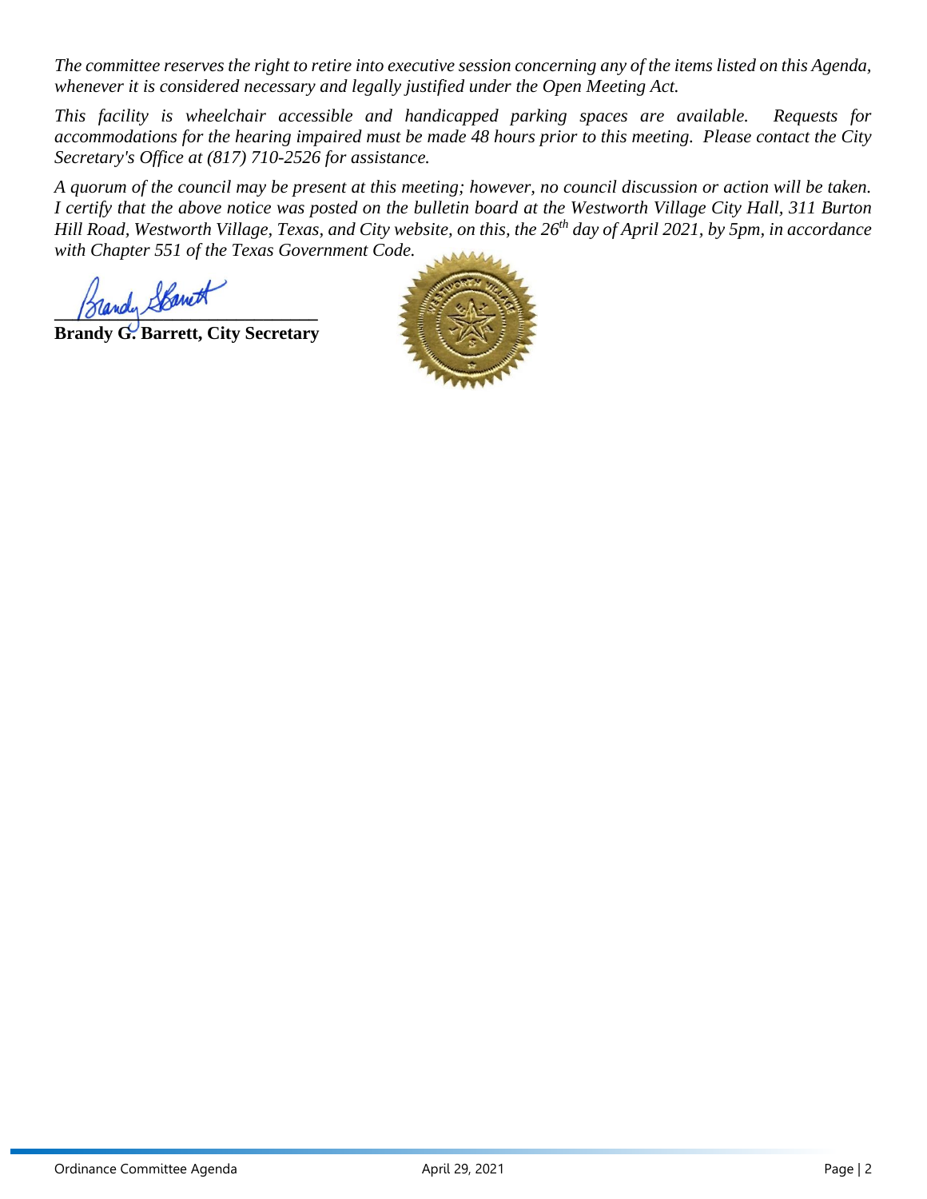*The committee reserves the right to retire into executive session concerning any of the items listed on this Agenda, whenever it is considered necessary and legally justified under the Open Meeting Act.*

*This facility is wheelchair accessible and handicapped parking spaces are available. Requests for accommodations for the hearing impaired must be made 48 hours prior to this meeting. Please contact the City Secretary's Office at (817) 710-2526 for assistance.*

*A quorum of the council may be present at this meeting; however, no council discussion or action will be taken. I certify that the above notice was posted on the bulletin board at the Westworth Village City Hall, 311 Burton Hill Road, Westworth Village, Texas, and City website, on this, the 26th day of April 2021, by 5pm, in accordance with Chapter 551 of the Texas Government Code.*

**Brandy G. Barrett, City Secretary**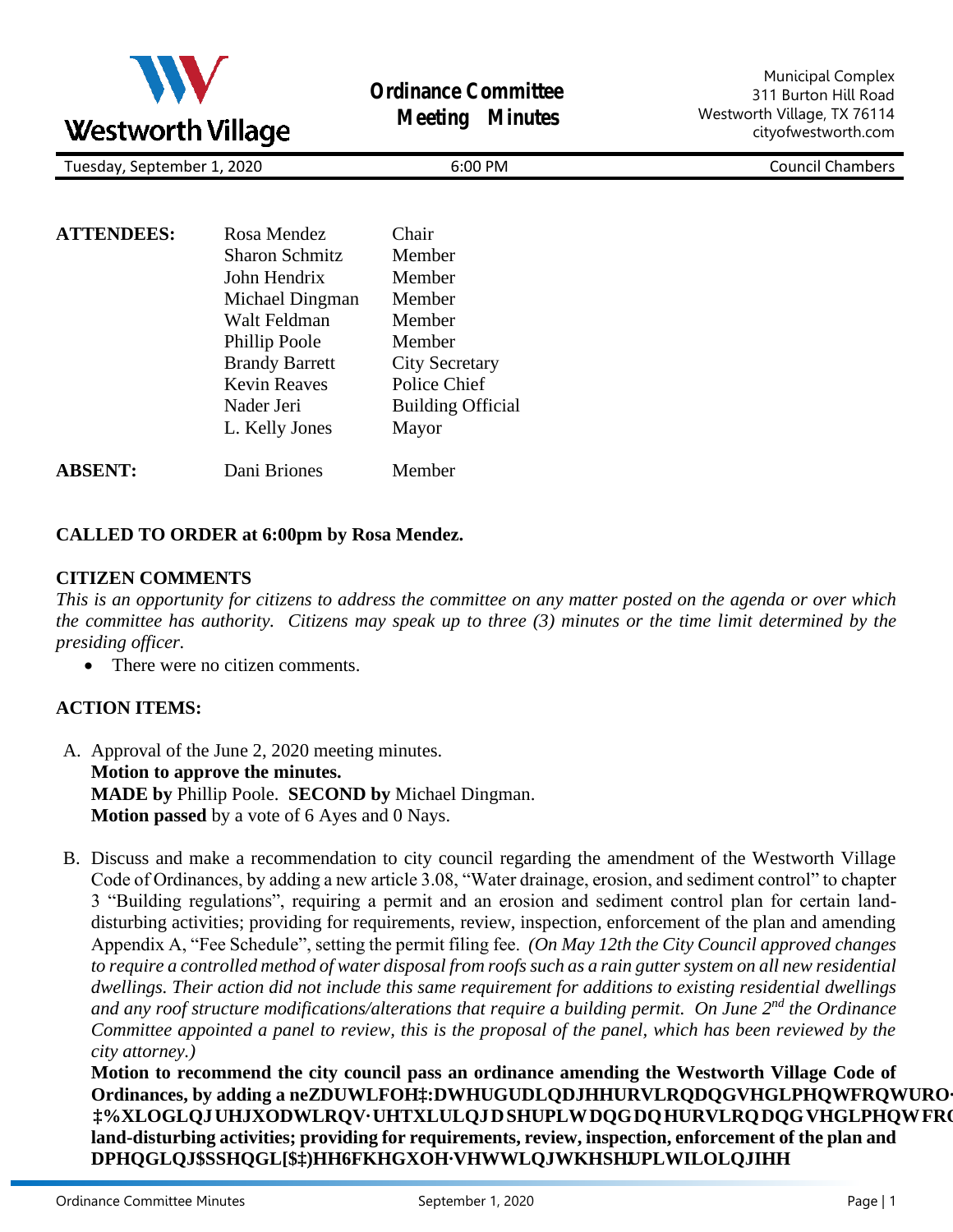# Ordinance Committee Meeting Minutes

Municipal Complex
311 Burton Hill Road
Westworth Village, TX 76114
cityofwestworth.com

Tuesday, September 1, 2020 | 6:00 PM | Council Chambers

| | | |
|---|---|---|
| **ATTENDEES:** | Rosa Mendez | Chair |
| | Sharon Schmitz | Member |
| | John Hendrix | Member |
| | Michael Dingman | Member |
| | Walt Feldman | Member |
| | Phillip Poole | Member |
| | Brandy Barrett | City Secretary |
| | Kevin Reaves | Police Chief |
| | Nader Jeri | Building Official |
| | L. Kelly Jones | Mayor |
| **ABSENT:** | Dani Briones | Member |

**CALLED TO ORDER at 6:00pm by Rosa Mendez.**

**CITIZEN COMMENTS**

*This is an opportunity for citizens to address the committee on any matter posted on the agenda or over which the committee has authority. Citizens may speak up to three (3) minutes or the time limit determined by the presiding officer.*

- There were no citizen comments.

**ACTION ITEMS:**

A. Approval of the June 2, 2020 meeting minutes.
**Motion to approve the minutes.**
**MADE by** Phillip Poole. **SECOND by** Michael Dingman.
**Motion passed** by a vote of 6 Ayes and 0 Nays.

B. Discuss and make a recommendation to city council regarding the amendment of the Westworth Village Code of Ordinances, by adding a new article 3.08, "Water drainage, erosion, and sediment control" to chapter 3 "Building regulations", requiring a permit and an erosion and sediment control plan for certain land-disturbing activities; providing for requirements, review, inspection, enforcement of the plan and amending Appendix A, "Fee Schedule", setting the permit filing fee. *(On May 12th the City Council approved changes to require a controlled method of water disposal from roofs such as a rain gutter system on all new residential dwellings. Their action did not include this same requirement for additions to existing residential dwellings and any roof structure modifications/alterations that require a building permit. On June 2nd the Ordinance Committee appointed a panel to review, this is the proposal of the panel, which has been reviewed by the city attorney.)*
**Motion to recommend the city council pass an ordinance amending the Westworth Village Code of Ordinances, by adding a neZDUWLFOH‡:DWHUGUDLQDJHHURVLRQDQGVHGLPHQWFRQWURO· ‡%XLOGLQJUHJXODWLRQV·UHTXLULQJDSHUPLWDQGDQHURVLRQDQGVHGLPHQWFRQ land-disturbing activities; providing for requirements, review, inspection, enforcement of the plan and DPHQGLQJ$SSHQGL[$‡)HH6FKHGXOH·VHWWLQJWKHSHUPLWILOLQJIHH**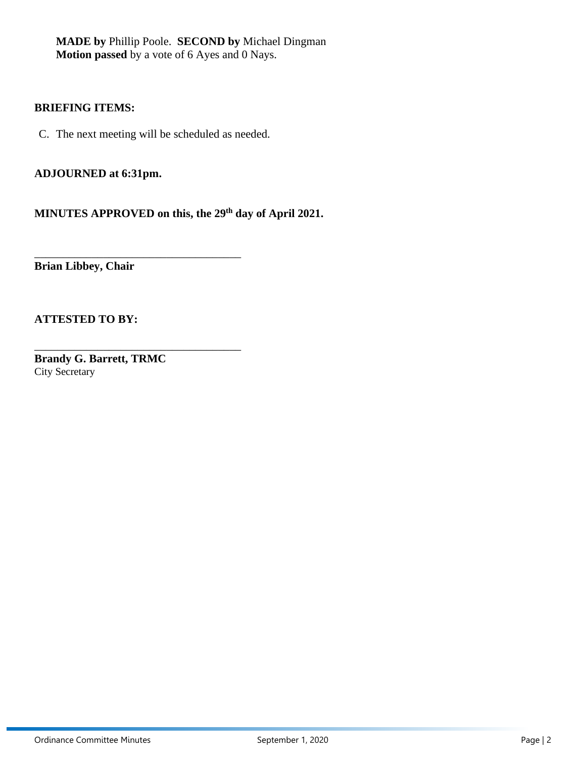**MADE by** Phillip Poole. **SECOND by** Michael Dingman
**Motion passed** by a vote of 6 Ayes and 0 Nays.

**BRIEFING ITEMS:**

C. The next meeting will be scheduled as needed.

**ADJOURNED at 6:31pm.**

**MINUTES APPROVED on this, the 29th day of April 2021.**

\_\_\_\_\_\_\_\_\_\_\_\_\_\_\_\_\_\_\_\_\_\_\_\_\_\_\_\_\_\_\_\_\_\_\_\_\_\_
**Brian Libbey, Chair**

**ATTESTED TO BY:**

\_\_\_\_\_\_\_\_\_\_\_\_\_\_\_\_\_\_\_\_\_\_\_\_\_\_\_\_\_\_\_\_\_\_\_\_\_\_
**Brandy G. Barrett, TRMC**
City Secretary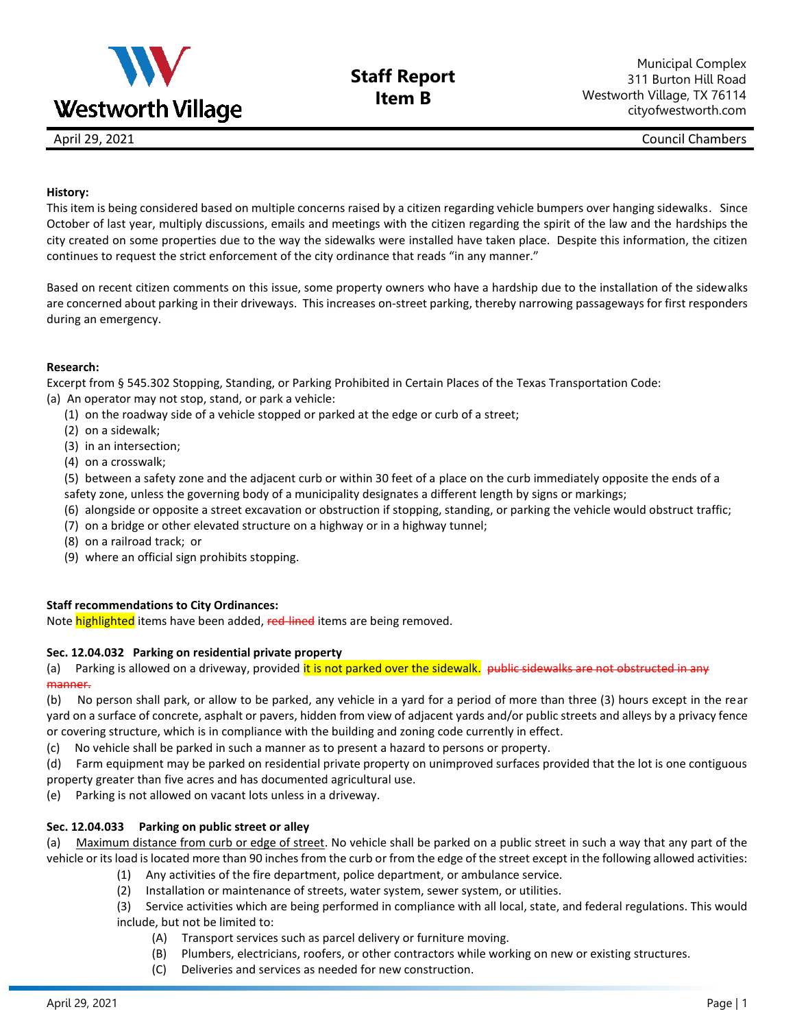Westworth Village

# Staff Report
## Item B

Municipal Complex
311 Burton Hill Road
Westworth Village, TX 76114
cityofwestworth.com

April 29, 2021 Council Chambers

**History:**
This item is being considered based on multiple concerns raised by a citizen regarding vehicle bumpers over hanging sidewalks. Since October of last year, multiply discussions, emails and meetings with the citizen regarding the spirit of the law and the hardships the city created on some properties due to the way the sidewalks were installed have taken place. Despite this information, the citizen continues to request the strict enforcement of the city ordinance that reads "in any manner."

Based on recent citizen comments on this issue, some property owners who have a hardship due to the installation of the sidewalks are concerned about parking in their driveways. This increases on-street parking, thereby narrowing passageways for first responders during an emergency.

**Research:**
Excerpt from § 545.302 Stopping, Standing, or Parking Prohibited in Certain Places of the Texas Transportation Code:
(a) An operator may not stop, stand, or park a vehicle:
- (1) on the roadway side of a vehicle stopped or parked at the edge or curb of a street;
- (2) on a sidewalk;
- (3) in an intersection;
- (4) on a crosswalk;
- (5) between a safety zone and the adjacent curb or within 30 feet of a place on the curb immediately opposite the ends of a safety zone, unless the governing body of a municipality designates a different length by signs or markings;
- (6) alongside or opposite a street excavation or obstruction if stopping, standing, or parking the vehicle would obstruct traffic;
- (7) on a bridge or other elevated structure on a highway or in a highway tunnel;
- (8) on a railroad track; or
- (9) where an official sign prohibits stopping.

**Staff recommendations to City Ordinances:**
Note highlighted items have been added, ~~red-lined~~ items are being removed.

**Sec. 12.04.032 Parking on residential private property**

(a) Parking is allowed on a driveway, provided it is not parked over the sidewalk. ~~public sidewalks are not obstructed in any manner.~~

(b) No person shall park, or allow to be parked, any vehicle in a yard for a period of more than three (3) hours except in the rear yard on a surface of concrete, asphalt or pavers, hidden from view of adjacent yards and/or public streets and alleys by a privacy fence or covering structure, which is in compliance with the building and zoning code currently in effect.

(c) No vehicle shall be parked in such a manner as to present a hazard to persons or property.

(d) Farm equipment may be parked on residential private property on unimproved surfaces provided that the lot is one contiguous property greater than five acres and has documented agricultural use.

(e) Parking is not allowed on vacant lots unless in a driveway.

**Sec. 12.04.033 Parking on public street or alley**

(a) Maximum distance from curb or edge of street. No vehicle shall be parked on a public street in such a way that any part of the vehicle or its load is located more than 90 inches from the curb or from the edge of the street except in the following allowed activities:

- (1) Any activities of the fire department, police department, or ambulance service.
- (2) Installation or maintenance of streets, water system, sewer system, or utilities.
- (3) Service activities which are being performed in compliance with all local, state, and federal regulations. This would include, but not be limited to:
  - (A) Transport services such as parcel delivery or furniture moving.
  - (B) Plumbers, electricians, roofers, or other contractors while working on new or existing structures.
  - (C) Deliveries and services as needed for new construction.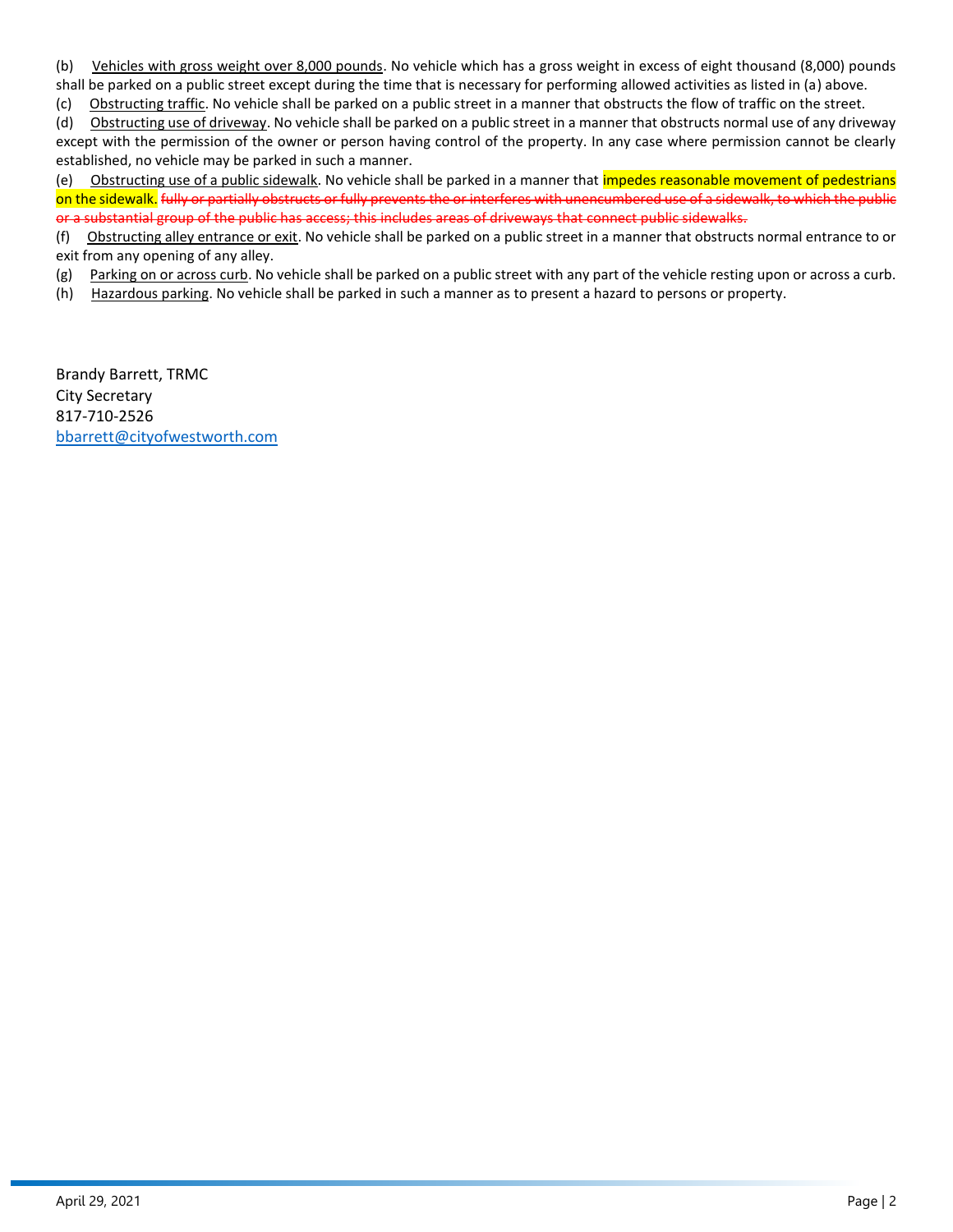(b) Vehicles with gross weight over 8,000 pounds. No vehicle which has a gross weight in excess of eight thousand (8,000) pounds shall be parked on a public street except during the time that is necessary for performing allowed activities as listed in (a) above.

(c) Obstructing traffic. No vehicle shall be parked on a public street in a manner that obstructs the flow of traffic on the street.

(d) Obstructing use of driveway. No vehicle shall be parked on a public street in a manner that obstructs normal use of any driveway except with the permission of the owner or person having control of the property. In any case where permission cannot be clearly established, no vehicle may be parked in such a manner.

(e) Obstructing use of a public sidewalk. No vehicle shall be parked in a manner that impedes reasonable movement of pedestrians on the sidewalk. ~~fully or partially obstructs or fully prevents the or interferes with unencumbered use of a sidewalk, to which the public or a substantial group of the public has access; this includes areas of driveways that connect public sidewalks.~~

(f) Obstructing alley entrance or exit. No vehicle shall be parked on a public street in a manner that obstructs normal entrance to or exit from any opening of any alley.

(g) Parking on or across curb. No vehicle shall be parked on a public street with any part of the vehicle resting upon or across a curb.

(h) Hazardous parking. No vehicle shall be parked in such a manner as to present a hazard to persons or property.

Brandy Barrett, TRMC
City Secretary
817-710-2526
bbarrett@cityofwestworth.com

April 29, 2021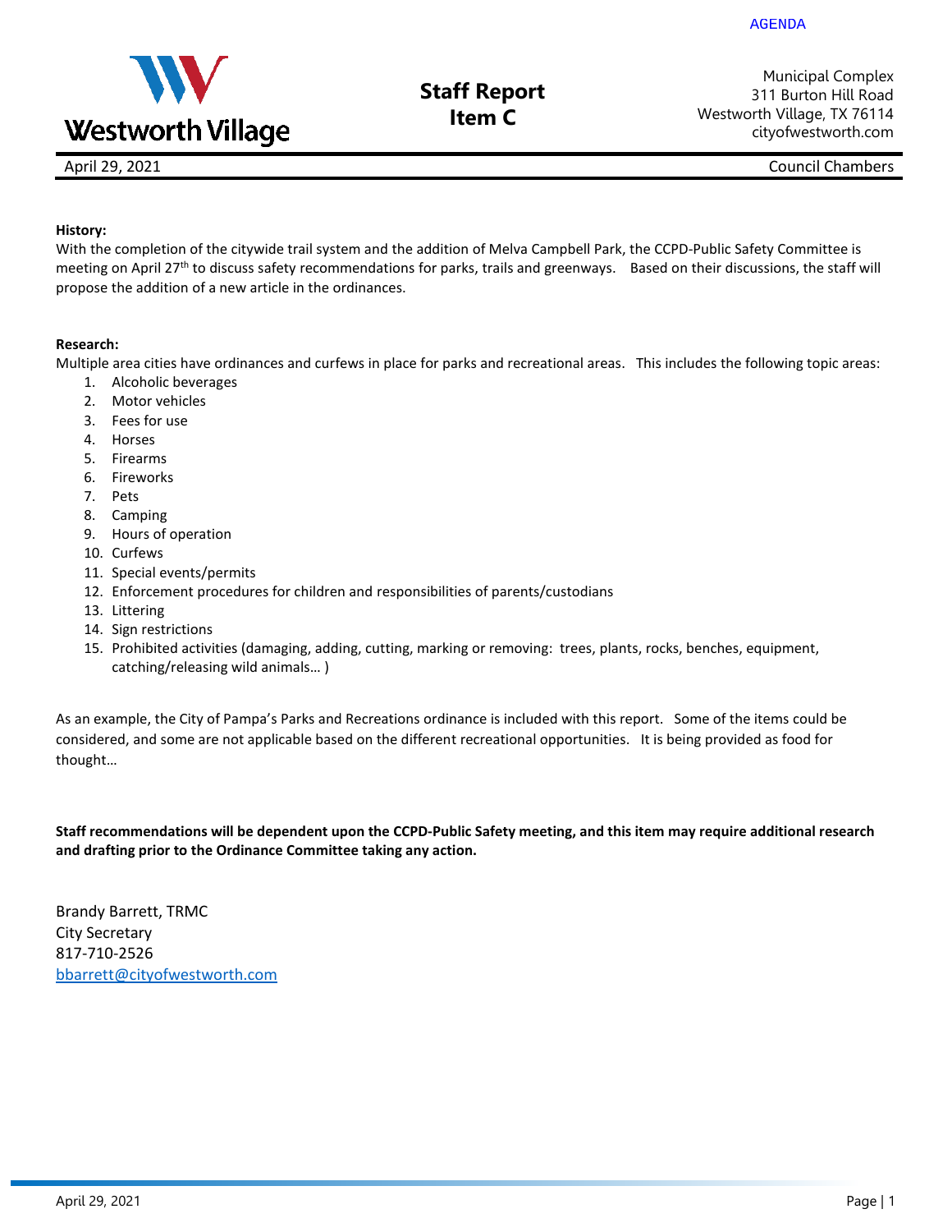AGENDA

Westworth Village

# Staff Report
## Item C

Municipal Complex
311 Burton Hill Road
Westworth Village, TX 76114
cityofwestworth.com

April 29, 2021 Council Chambers

**History:**
With the completion of the citywide trail system and the addition of Melva Campbell Park, the CCPD-Public Safety Committee is meeting on April 27th to discuss safety recommendations for parks, trails and greenways. Based on their discussions, the staff will propose the addition of a new article in the ordinances.

**Research:**
Multiple area cities have ordinances and curfews in place for parks and recreational areas. This includes the following topic areas:

1. Alcoholic beverages
2. Motor vehicles
3. Fees for use
4. Horses
5. Firearms
6. Fireworks
7. Pets
8. Camping
9. Hours of operation
10. Curfews
11. Special events/permits
12. Enforcement procedures for children and responsibilities of parents/custodians
13. Littering
14. Sign restrictions
15. Prohibited activities (damaging, adding, cutting, marking or removing: trees, plants, rocks, benches, equipment, catching/releasing wild animals… )

As an example, the City of Pampa's Parks and Recreations ordinance is included with this report. Some of the items could be considered, and some are not applicable based on the different recreational opportunities. It is being provided as food for thought…

**Staff recommendations will be dependent upon the CCPD-Public Safety meeting, and this item may require additional research and drafting prior to the Ordinance Committee taking any action.**

Brandy Barrett, TRMC
City Secretary
817-710-2526
bbarrett@cityofwestworth.com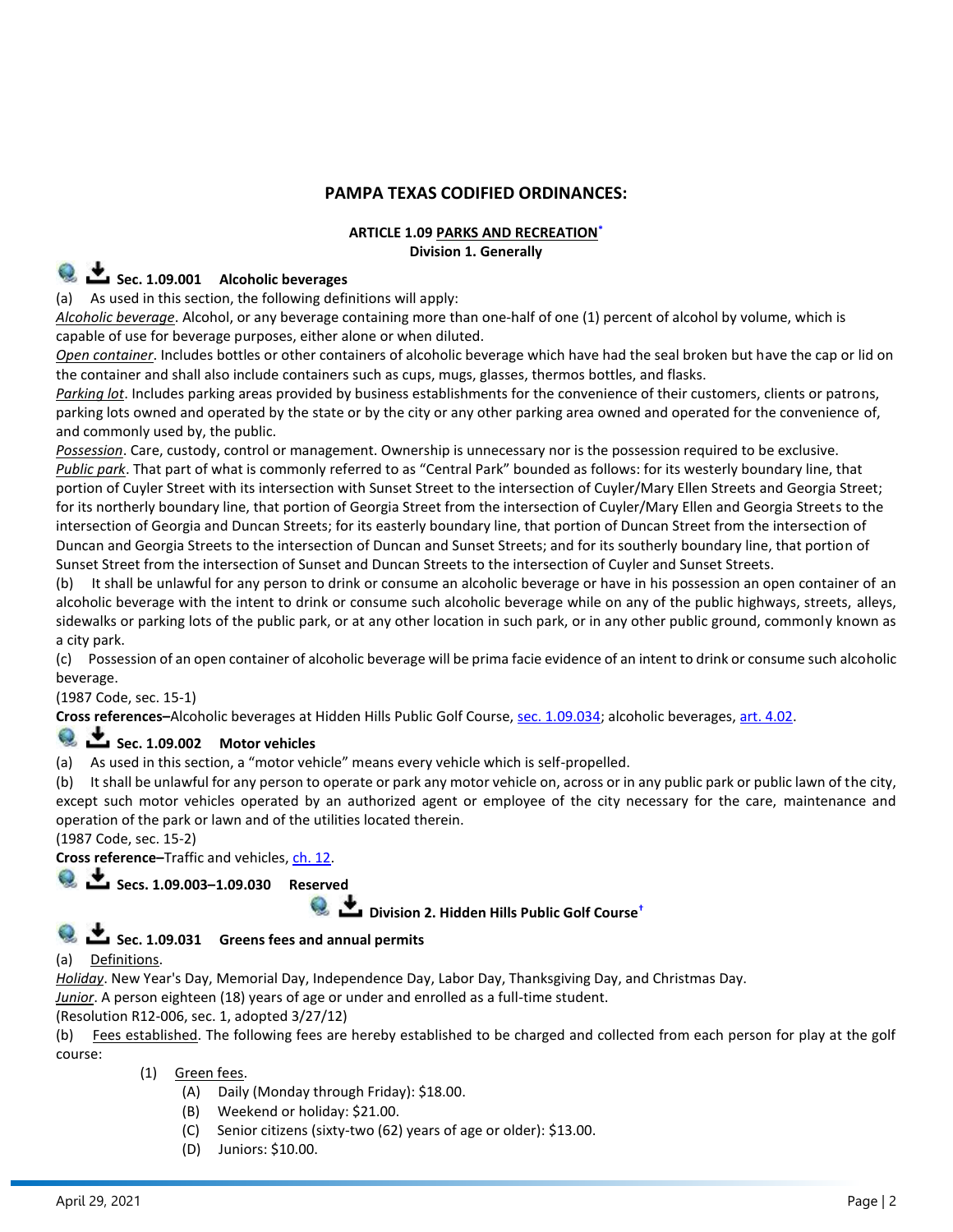## PAMPA TEXAS CODIFIED ORDINANCES:

### ARTICLE 1.09 PARKS AND RECREATION*

**Division 1. Generally**

#### Sec. 1.09.001 Alcoholic beverages

(a) As used in this section, the following definitions will apply:

*Alcoholic beverage*. Alcohol, or any beverage containing more than one-half of one (1) percent of alcohol by volume, which is capable of use for beverage purposes, either alone or when diluted.

*Open container*. Includes bottles or other containers of alcoholic beverage which have had the seal broken but have the cap or lid on the container and shall also include containers such as cups, mugs, glasses, thermos bottles, and flasks.

*Parking lot*. Includes parking areas provided by business establishments for the convenience of their customers, clients or patrons, parking lots owned and operated by the state or by the city or any other parking area owned and operated for the convenience of, and commonly used by, the public.

*Possession*. Care, custody, control or management. Ownership is unnecessary nor is the possession required to be exclusive.

*Public park*. That part of what is commonly referred to as "Central Park" bounded as follows: for its westerly boundary line, that portion of Cuyler Street with its intersection with Sunset Street to the intersection of Cuyler/Mary Ellen Streets and Georgia Street; for its northerly boundary line, that portion of Georgia Street from the intersection of Cuyler/Mary Ellen and Georgia Streets to the intersection of Georgia and Duncan Streets; for its easterly boundary line, that portion of Duncan Street from the intersection of Duncan and Georgia Streets to the intersection of Duncan and Sunset Streets; and for its southerly boundary line, that portion of Sunset Street from the intersection of Sunset and Duncan Streets to the intersection of Cuyler and Sunset Streets.

(b) It shall be unlawful for any person to drink or consume an alcoholic beverage or have in his possession an open container of an alcoholic beverage with the intent to drink or consume such alcoholic beverage while on any of the public highways, streets, alleys, sidewalks or parking lots of the public park, or at any other location in such park, or in any other public ground, commonly known as a city park.

(c) Possession of an open container of alcoholic beverage will be prima facie evidence of an intent to drink or consume such alcoholic beverage.

(1987 Code, sec. 15-1)

**Cross references–**Alcoholic beverages at Hidden Hills Public Golf Course, sec. 1.09.034; alcoholic beverages, art. 4.02.

#### Sec. 1.09.002 Motor vehicles

(a) As used in this section, a "motor vehicle" means every vehicle which is self-propelled.

(b) It shall be unlawful for any person to operate or park any motor vehicle on, across or in any public park or public lawn of the city, except such motor vehicles operated by an authorized agent or employee of the city necessary for the care, maintenance and operation of the park or lawn and of the utilities located therein.

(1987 Code, sec. 15-2)

**Cross reference–**Traffic and vehicles, ch. 12.

#### Secs. 1.09.003–1.09.030 Reserved

**Division 2. Hidden Hills Public Golf Course†**

#### Sec. 1.09.031 Greens fees and annual permits

(a) Definitions.

*Holiday*. New Year's Day, Memorial Day, Independence Day, Labor Day, Thanksgiving Day, and Christmas Day.

*Junior*. A person eighteen (18) years of age or under and enrolled as a full-time student.

(Resolution R12-006, sec. 1, adopted 3/27/12)

(b) Fees established. The following fees are hereby established to be charged and collected from each person for play at the golf course:

- (1) Green fees.
  - (A) Daily (Monday through Friday): $18.00.
  - (B) Weekend or holiday: $21.00.
  - (C) Senior citizens (sixty-two (62) years of age or older): $13.00.
  - (D) Juniors: $10.00.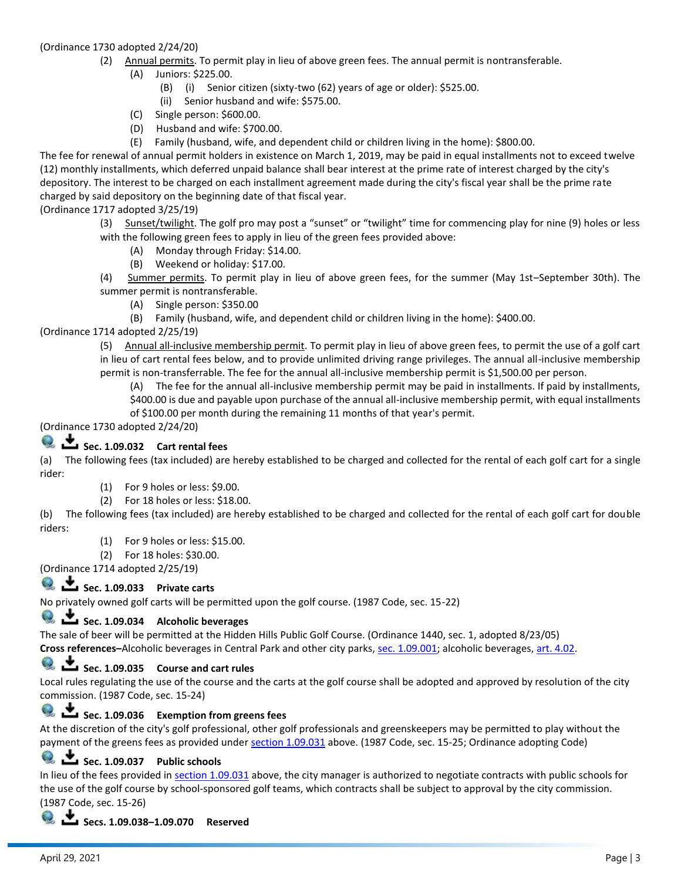(Ordinance 1730 adopted 2/24/20)

(2) Annual permits. To permit play in lieu of above green fees. The annual permit is nontransferable.

(A) Juniors: $225.00.

(B) (i) Senior citizen (sixty-two (62) years of age or older): $525.00.

(ii) Senior husband and wife: $575.00.

(C) Single person: $600.00.

(D) Husband and wife: $700.00.

(E) Family (husband, wife, and dependent child or children living in the home): $800.00.

The fee for renewal of annual permit holders in existence on March 1, 2019, may be paid in equal installments not to exceed twelve (12) monthly installments, which deferred unpaid balance shall bear interest at the prime rate of interest charged by the city's depository. The interest to be charged on each installment agreement made during the city's fiscal year shall be the prime rate charged by said depository on the beginning date of that fiscal year.

(Ordinance 1717 adopted 3/25/19)

(3) Sunset/twilight. The golf pro may post a "sunset" or "twilight" time for commencing play for nine (9) holes or less with the following green fees to apply in lieu of the green fees provided above:

(A) Monday through Friday: $14.00.

(B) Weekend or holiday: $17.00.

(4) Summer permits. To permit play in lieu of above green fees, for the summer (May 1st–September 30th). The summer permit is nontransferable.

(A) Single person: $350.00

(B) Family (husband, wife, and dependent child or children living in the home): $400.00.

(Ordinance 1714 adopted 2/25/19)

(5) Annual all-inclusive membership permit. To permit play in lieu of above green fees, to permit the use of a golf cart in lieu of cart rental fees below, and to provide unlimited driving range privileges. The annual all-inclusive membership permit is non-transferrable. The fee for the annual all-inclusive membership permit is $1,500.00 per person.

(A) The fee for the annual all-inclusive membership permit may be paid in installments. If paid by installments, $400.00 is due and payable upon purchase of the annual all-inclusive membership permit, with equal installments of $100.00 per month during the remaining 11 months of that year's permit.

(Ordinance 1730 adopted 2/24/20)

### Sec. 1.09.032 Cart rental fees

(a) The following fees (tax included) are hereby established to be charged and collected for the rental of each golf cart for a single rider:

(1) For 9 holes or less: $9.00.

(2) For 18 holes or less: $18.00.

(b) The following fees (tax included) are hereby established to be charged and collected for the rental of each golf cart for double riders:

(1) For 9 holes or less: $15.00.

(2) For 18 holes: $30.00.

(Ordinance 1714 adopted 2/25/19)

### Sec. 1.09.033 Private carts

No privately owned golf carts will be permitted upon the golf course. (1987 Code, sec. 15-22)

### Sec. 1.09.034 Alcoholic beverages

The sale of beer will be permitted at the Hidden Hills Public Golf Course. (Ordinance 1440, sec. 1, adopted 8/23/05)

**Cross references–**Alcoholic beverages in Central Park and other city parks, sec. 1.09.001; alcoholic beverages, art. 4.02.

### Sec. 1.09.035 Course and cart rules

Local rules regulating the use of the course and the carts at the golf course shall be adopted and approved by resolution of the city commission. (1987 Code, sec. 15-24)

### Sec. 1.09.036 Exemption from greens fees

At the discretion of the city's golf professional, other golf professionals and greenskeepers may be permitted to play without the payment of the greens fees as provided under section 1.09.031 above. (1987 Code, sec. 15-25; Ordinance adopting Code)

### Sec. 1.09.037 Public schools

In lieu of the fees provided in section 1.09.031 above, the city manager is authorized to negotiate contracts with public schools for the use of the golf course by school-sponsored golf teams, which contracts shall be subject to approval by the city commission. (1987 Code, sec. 15-26)

### Secs. 1.09.038–1.09.070 Reserved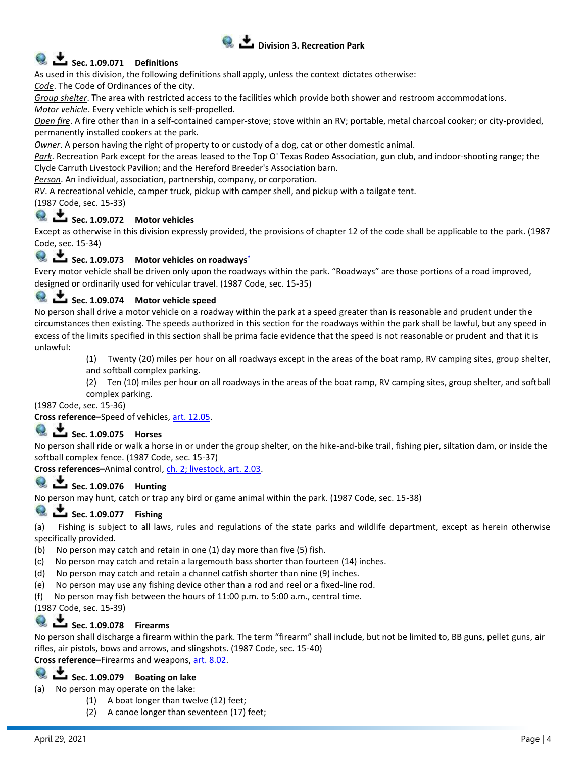## Division 3. Recreation Park

### Sec. 1.09.071 Definitions

As used in this division, the following definitions shall apply, unless the context dictates otherwise:

*Code*. The Code of Ordinances of the city.

*Group shelter*. The area with restricted access to the facilities which provide both shower and restroom accommodations.

*Motor vehicle*. Every vehicle which is self-propelled.

*Open fire*. A fire other than in a self-contained camper-stove; stove within an RV; portable, metal charcoal cooker; or city-provided, permanently installed cookers at the park.

*Owner*. A person having the right of property to or custody of a dog, cat or other domestic animal.

*Park*. Recreation Park except for the areas leased to the Top O' Texas Rodeo Association, gun club, and indoor-shooting range; the Clyde Carruth Livestock Pavilion; and the Hereford Breeder's Association barn.

*Person*. An individual, association, partnership, company, or corporation.

*RV*. A recreational vehicle, camper truck, pickup with camper shell, and pickup with a tailgate tent.

(1987 Code, sec. 15-33)

### Sec. 1.09.072 Motor vehicles

Except as otherwise in this division expressly provided, the provisions of chapter 12 of the code shall be applicable to the park. (1987 Code, sec. 15-34)

### Sec. 1.09.073 Motor vehicles on roadways*

Every motor vehicle shall be driven only upon the roadways within the park. "Roadways" are those portions of a road improved, designed or ordinarily used for vehicular travel. (1987 Code, sec. 15-35)

### Sec. 1.09.074 Motor vehicle speed

No person shall drive a motor vehicle on a roadway within the park at a speed greater than is reasonable and prudent under the circumstances then existing. The speeds authorized in this section for the roadways within the park shall be lawful, but any speed in excess of the limits specified in this section shall be prima facie evidence that the speed is not reasonable or prudent and that it is unlawful:

(1) Twenty (20) miles per hour on all roadways except in the areas of the boat ramp, RV camping sites, group shelter, and softball complex parking.

(2) Ten (10) miles per hour on all roadways in the areas of the boat ramp, RV camping sites, group shelter, and softball complex parking.

(1987 Code, sec. 15-36)

**Cross reference–**Speed of vehicles, art. 12.05.

### Sec. 1.09.075 Horses

No person shall ride or walk a horse in or under the group shelter, on the hike-and-bike trail, fishing pier, siltation dam, or inside the softball complex fence. (1987 Code, sec. 15-37)

**Cross references–**Animal control, ch. 2; livestock, art. 2.03.

### Sec. 1.09.076 Hunting

No person may hunt, catch or trap any bird or game animal within the park. (1987 Code, sec. 15-38)

### Sec. 1.09.077 Fishing

(a) Fishing is subject to all laws, rules and regulations of the state parks and wildlife department, except as herein otherwise specifically provided.

(b) No person may catch and retain in one (1) day more than five (5) fish.

(c) No person may catch and retain a largemouth bass shorter than fourteen (14) inches.

(d) No person may catch and retain a channel catfish shorter than nine (9) inches.

(e) No person may use any fishing device other than a rod and reel or a fixed-line rod.

(f) No person may fish between the hours of 11:00 p.m. to 5:00 a.m., central time.

(1987 Code, sec. 15-39)

### Sec. 1.09.078 Firearms

No person shall discharge a firearm within the park. The term "firearm" shall include, but not be limited to, BB guns, pellet guns, air rifles, air pistols, bows and arrows, and slingshots. (1987 Code, sec. 15-40)

**Cross reference–**Firearms and weapons, art. 8.02.

### Sec. 1.09.079 Boating on lake

(a) No person may operate on the lake:

(1) A boat longer than twelve (12) feet;

(2) A canoe longer than seventeen (17) feet;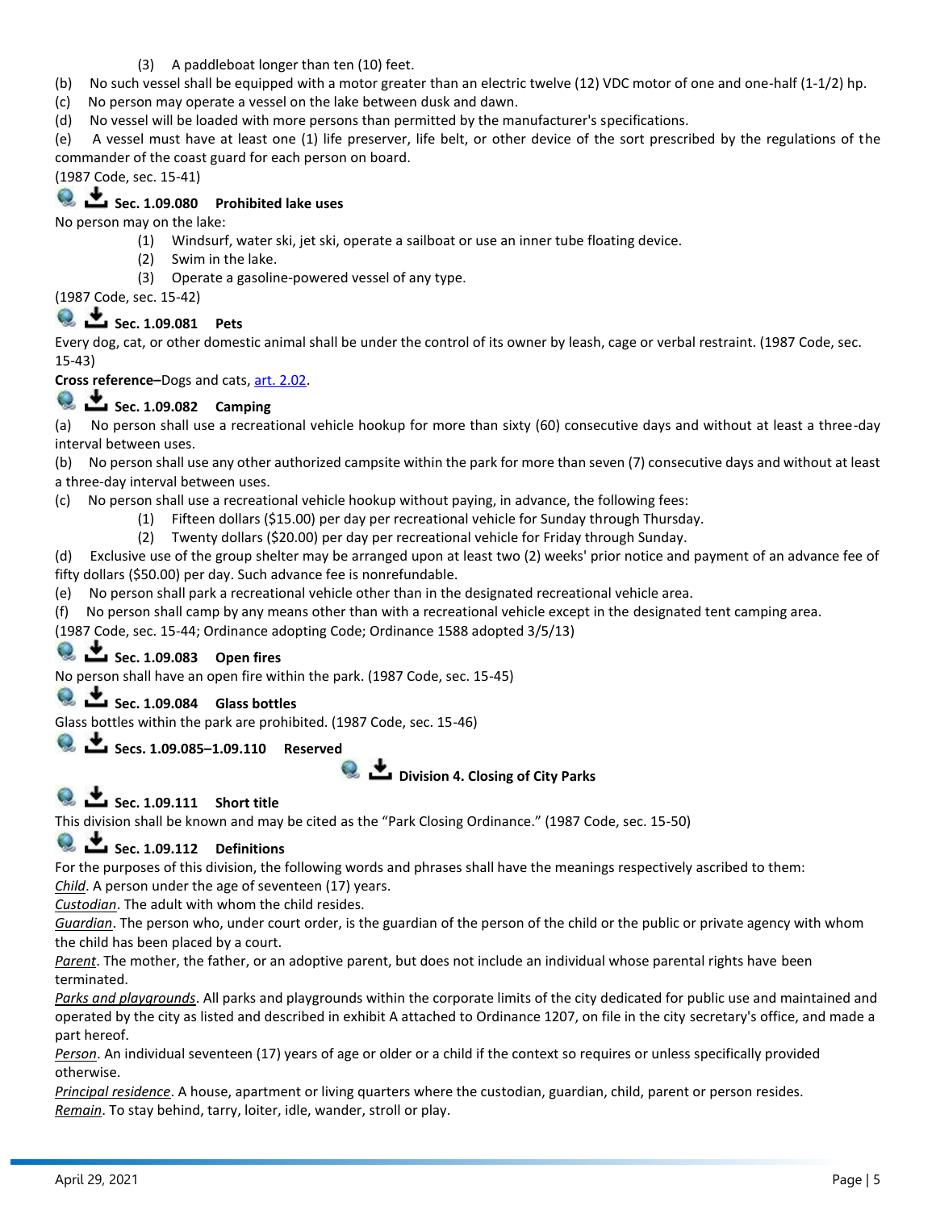(3) A paddleboat longer than ten (10) feet.

(b) No such vessel shall be equipped with a motor greater than an electric twelve (12) VDC motor of one and one-half (1-1/2) hp.

(c) No person may operate a vessel on the lake between dusk and dawn.

(d) No vessel will be loaded with more persons than permitted by the manufacturer's specifications.

(e) A vessel must have at least one (1) life preserver, life belt, or other device of the sort prescribed by the regulations of the commander of the coast guard for each person on board.

(1987 Code, sec. 15-41)

### Sec. 1.09.080 Prohibited lake uses

No person may on the lake:

(1) Windsurf, water ski, jet ski, operate a sailboat or use an inner tube floating device.

(2) Swim in the lake.

(3) Operate a gasoline-powered vessel of any type.

(1987 Code, sec. 15-42)

### Sec. 1.09.081 Pets

Every dog, cat, or other domestic animal shall be under the control of its owner by leash, cage or verbal restraint. (1987 Code, sec. 15-43)

**Cross reference–**Dogs and cats, art. 2.02.

### Sec. 1.09.082 Camping

(a) No person shall use a recreational vehicle hookup for more than sixty (60) consecutive days and without at least a three-day interval between uses.

(b) No person shall use any other authorized campsite within the park for more than seven (7) consecutive days and without at least a three-day interval between uses.

(c) No person shall use a recreational vehicle hookup without paying, in advance, the following fees:

(1) Fifteen dollars ($15.00) per day per recreational vehicle for Sunday through Thursday.

(2) Twenty dollars ($20.00) per day per recreational vehicle for Friday through Sunday.

(d) Exclusive use of the group shelter may be arranged upon at least two (2) weeks' prior notice and payment of an advance fee of fifty dollars ($50.00) per day. Such advance fee is nonrefundable.

(e) No person shall park a recreational vehicle other than in the designated recreational vehicle area.

(f) No person shall camp by any means other than with a recreational vehicle except in the designated tent camping area.

(1987 Code, sec. 15-44; Ordinance adopting Code; Ordinance 1588 adopted 3/5/13)

### Sec. 1.09.083 Open fires

No person shall have an open fire within the park. (1987 Code, sec. 15-45)

### Sec. 1.09.084 Glass bottles

Glass bottles within the park are prohibited. (1987 Code, sec. 15-46)

### Secs. 1.09.085–1.09.110 Reserved

## Division 4. Closing of City Parks

### Sec. 1.09.111 Short title

This division shall be known and may be cited as the "Park Closing Ordinance." (1987 Code, sec. 15-50)

### Sec. 1.09.112 Definitions

For the purposes of this division, the following words and phrases shall have the meanings respectively ascribed to them:

*Child*. A person under the age of seventeen (17) years.

*Custodian*. The adult with whom the child resides.

*Guardian*. The person who, under court order, is the guardian of the person of the child or the public or private agency with whom the child has been placed by a court.

*Parent*. The mother, the father, or an adoptive parent, but does not include an individual whose parental rights have been terminated.

*Parks and playgrounds*. All parks and playgrounds within the corporate limits of the city dedicated for public use and maintained and operated by the city as listed and described in exhibit A attached to Ordinance 1207, on file in the city secretary's office, and made a part hereof.

*Person*. An individual seventeen (17) years of age or older or a child if the context so requires or unless specifically provided otherwise.

*Principal residence*. A house, apartment or living quarters where the custodian, guardian, child, parent or person resides.

*Remain*. To stay behind, tarry, loiter, idle, wander, stroll or play.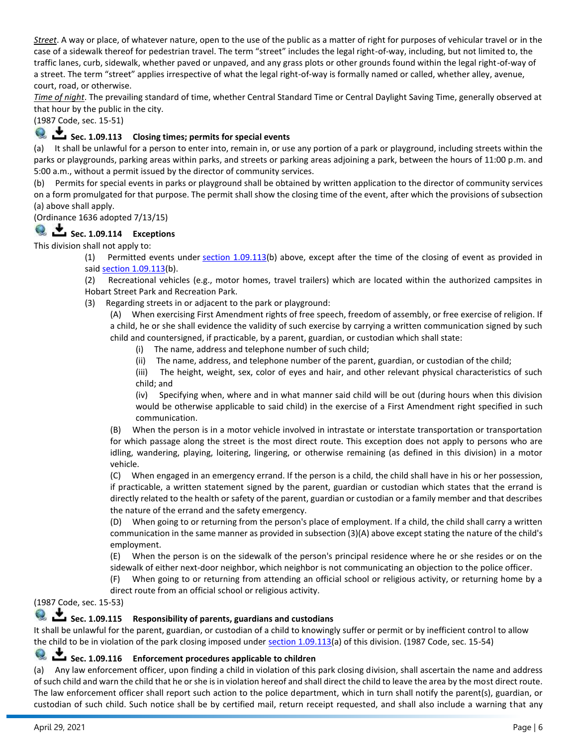*Street*. A way or place, of whatever nature, open to the use of the public as a matter of right for purposes of vehicular travel or in the case of a sidewalk thereof for pedestrian travel. The term "street" includes the legal right-of-way, including, but not limited to, the traffic lanes, curb, sidewalk, whether paved or unpaved, and any grass plots or other grounds found within the legal right-of-way of a street. The term "street" applies irrespective of what the legal right-of-way is formally named or called, whether alley, avenue, court, road, or otherwise.

*Time of night*. The prevailing standard of time, whether Central Standard Time or Central Daylight Saving Time, generally observed at that hour by the public in the city.

(1987 Code, sec. 15-51)

### Sec. 1.09.113 Closing times; permits for special events

(a) It shall be unlawful for a person to enter into, remain in, or use any portion of a park or playground, including streets within the parks or playgrounds, parking areas within parks, and streets or parking areas adjoining a park, between the hours of 11:00 p.m. and 5:00 a.m., without a permit issued by the director of community services.

(b) Permits for special events in parks or playground shall be obtained by written application to the director of community services on a form promulgated for that purpose. The permit shall show the closing time of the event, after which the provisions of subsection (a) above shall apply.

(Ordinance 1636 adopted 7/13/15)

### Sec. 1.09.114 Exceptions

This division shall not apply to:

(1) Permitted events under section 1.09.113(b) above, except after the time of the closing of event as provided in said section 1.09.113(b).

(2) Recreational vehicles (e.g., motor homes, travel trailers) which are located within the authorized campsites in Hobart Street Park and Recreation Park.

(3) Regarding streets in or adjacent to the park or playground:

(A) When exercising First Amendment rights of free speech, freedom of assembly, or free exercise of religion. If a child, he or she shall evidence the validity of such exercise by carrying a written communication signed by such child and countersigned, if practicable, by a parent, guardian, or custodian which shall state:

(i) The name, address and telephone number of such child;

(ii) The name, address, and telephone number of the parent, guardian, or custodian of the child;

(iii) The height, weight, sex, color of eyes and hair, and other relevant physical characteristics of such child; and

(iv) Specifying when, where and in what manner said child will be out (during hours when this division would be otherwise applicable to said child) in the exercise of a First Amendment right specified in such communication.

(B) When the person is in a motor vehicle involved in intrastate or interstate transportation or transportation for which passage along the street is the most direct route. This exception does not apply to persons who are idling, wandering, playing, loitering, lingering, or otherwise remaining (as defined in this division) in a motor vehicle.

(C) When engaged in an emergency errand. If the person is a child, the child shall have in his or her possession, if practicable, a written statement signed by the parent, guardian or custodian which states that the errand is directly related to the health or safety of the parent, guardian or custodian or a family member and that describes the nature of the errand and the safety emergency.

(D) When going to or returning from the person's place of employment. If a child, the child shall carry a written communication in the same manner as provided in subsection (3)(A) above except stating the nature of the child's employment.

(E) When the person is on the sidewalk of the person's principal residence where he or she resides or on the sidewalk of either next-door neighbor, which neighbor is not communicating an objection to the police officer.

(F) When going to or returning from attending an official school or religious activity, or returning home by a direct route from an official school or religious activity.

(1987 Code, sec. 15-53)

### Sec. 1.09.115 Responsibility of parents, guardians and custodians

It shall be unlawful for the parent, guardian, or custodian of a child to knowingly suffer or permit or by inefficient control to allow the child to be in violation of the park closing imposed under section 1.09.113(a) of this division. (1987 Code, sec. 15-54)

### Sec. 1.09.116 Enforcement procedures applicable to children

(a) Any law enforcement officer, upon finding a child in violation of this park closing division, shall ascertain the name and address of such child and warn the child that he or she is in violation hereof and shall direct the child to leave the area by the most direct route. The law enforcement officer shall report such action to the police department, which in turn shall notify the parent(s), guardian, or custodian of such child. Such notice shall be by certified mail, return receipt requested, and shall also include a warning that any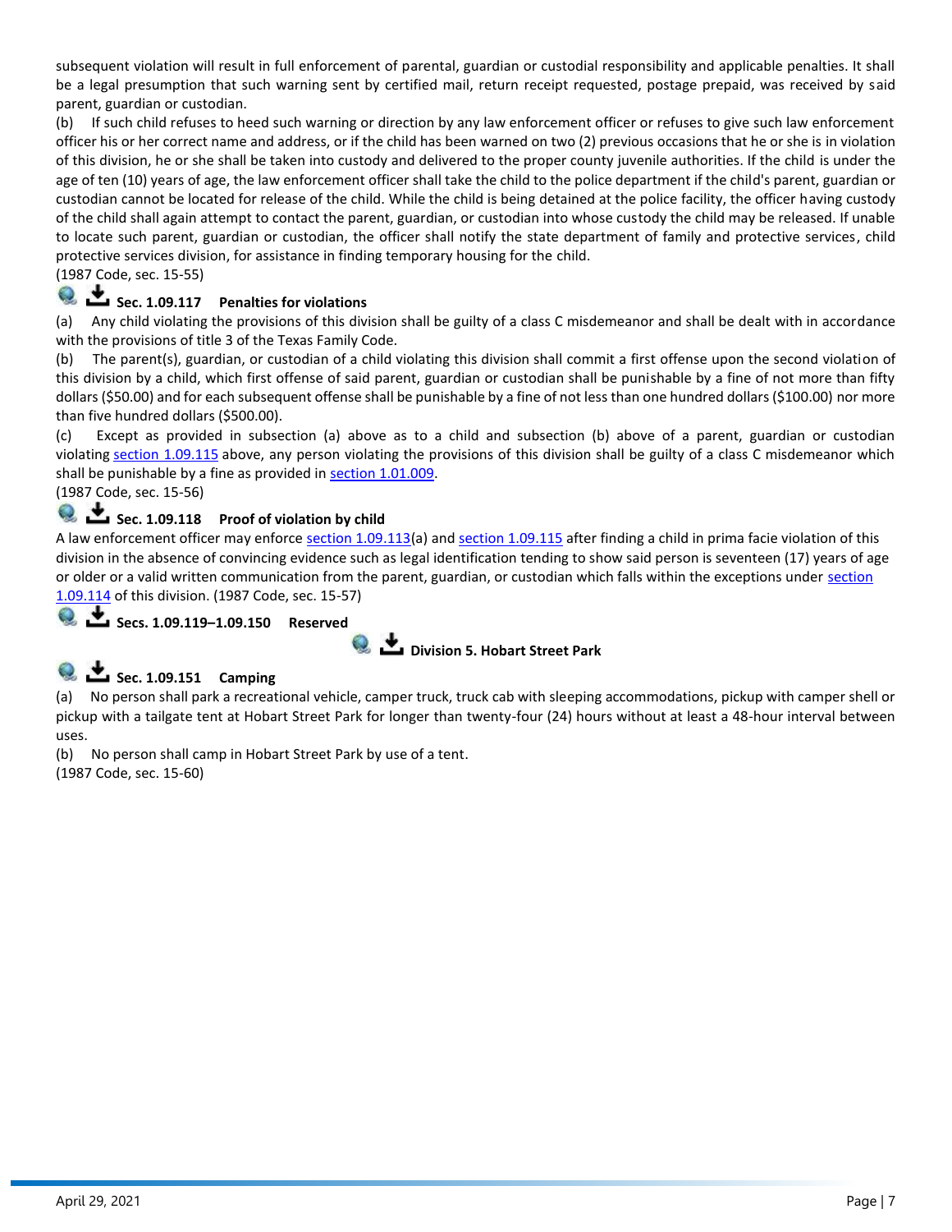subsequent violation will result in full enforcement of parental, guardian or custodial responsibility and applicable penalties. It shall be a legal presumption that such warning sent by certified mail, return receipt requested, postage prepaid, was received by said parent, guardian or custodian.

(b) If such child refuses to heed such warning or direction by any law enforcement officer or refuses to give such law enforcement officer his or her correct name and address, or if the child has been warned on two (2) previous occasions that he or she is in violation of this division, he or she shall be taken into custody and delivered to the proper county juvenile authorities. If the child is under the age of ten (10) years of age, the law enforcement officer shall take the child to the police department if the child's parent, guardian or custodian cannot be located for release of the child. While the child is being detained at the police facility, the officer having custody of the child shall again attempt to contact the parent, guardian, or custodian into whose custody the child may be released. If unable to locate such parent, guardian or custodian, the officer shall notify the state department of family and protective services, child protective services division, for assistance in finding temporary housing for the child.

(1987 Code, sec. 15-55)

### Sec. 1.09.117 Penalties for violations

(a) Any child violating the provisions of this division shall be guilty of a class C misdemeanor and shall be dealt with in accordance with the provisions of title 3 of the Texas Family Code.

(b) The parent(s), guardian, or custodian of a child violating this division shall commit a first offense upon the second violation of this division by a child, which first offense of said parent, guardian or custodian shall be punishable by a fine of not more than fifty dollars ($50.00) and for each subsequent offense shall be punishable by a fine of not less than one hundred dollars ($100.00) nor more than five hundred dollars ($500.00).

(c) Except as provided in subsection (a) above as to a child and subsection (b) above of a parent, guardian or custodian violating section 1.09.115 above, any person violating the provisions of this division shall be guilty of a class C misdemeanor which shall be punishable by a fine as provided in section 1.01.009.

(1987 Code, sec. 15-56)

### Sec. 1.09.118 Proof of violation by child

A law enforcement officer may enforce section 1.09.113(a) and section 1.09.115 after finding a child in prima facie violation of this division in the absence of convincing evidence such as legal identification tending to show said person is seventeen (17) years of age or older or a valid written communication from the parent, guardian, or custodian which falls within the exceptions under section 1.09.114 of this division. (1987 Code, sec. 15-57)

### Secs. 1.09.119–1.09.150 Reserved

## Division 5. Hobart Street Park

### Sec. 1.09.151 Camping

(a) No person shall park a recreational vehicle, camper truck, truck cab with sleeping accommodations, pickup with camper shell or pickup with a tailgate tent at Hobart Street Park for longer than twenty-four (24) hours without at least a 48-hour interval between uses.

(b) No person shall camp in Hobart Street Park by use of a tent.

(1987 Code, sec. 15-60)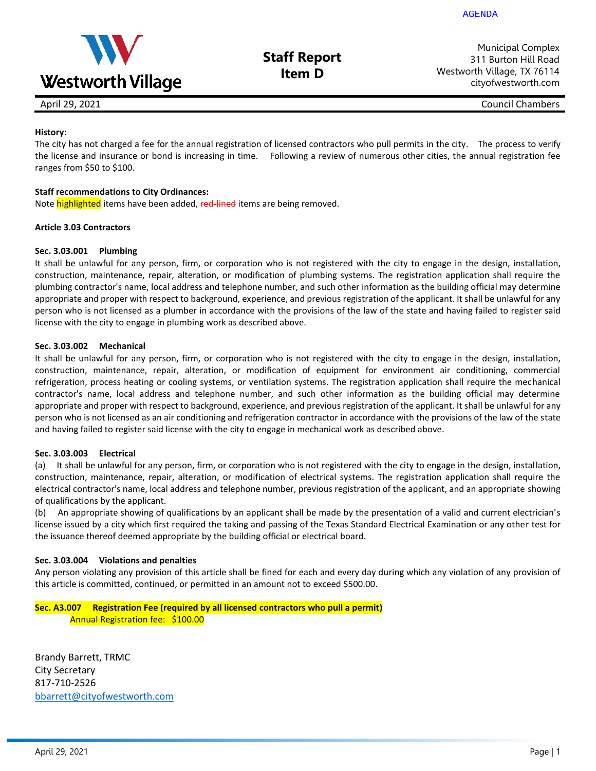AGENDA

Westworth Village

# Staff Report
## Item D

Municipal Complex
311 Burton Hill Road
Westworth Village, TX 76114
cityofwestworth.com

April 29, 2021 | Council Chambers

**History:**
The city has not charged a fee for the annual registration of licensed contractors who pull permits in the city. The process to verify the license and insurance or bond is increasing in time. Following a review of numerous other cities, the annual registration fee ranges from $50 to $100.

**Staff recommendations to City Ordinances:**
Note highlighted items have been added, ~~red-lined~~ items are being removed.

**Article 3.03 Contractors**

**Sec. 3.03.001 Plumbing**
It shall be unlawful for any person, firm, or corporation who is not registered with the city to engage in the design, installation, construction, maintenance, repair, alteration, or modification of plumbing systems. The registration application shall require the plumbing contractor's name, local address and telephone number, and such other information as the building official may determine appropriate and proper with respect to background, experience, and previous registration of the applicant. It shall be unlawful for any person who is not licensed as a plumber in accordance with the provisions of the law of the state and having failed to register said license with the city to engage in plumbing work as described above.

**Sec. 3.03.002 Mechanical**
It shall be unlawful for any person, firm, or corporation who is not registered with the city to engage in the design, installation, construction, maintenance, repair, alteration, or modification of equipment for environment air conditioning, commercial refrigeration, process heating or cooling systems, or ventilation systems. The registration application shall require the mechanical contractor's name, local address and telephone number, and such other information as the building official may determine appropriate and proper with respect to background, experience, and previous registration of the applicant. It shall be unlawful for any person who is not licensed as an air conditioning and refrigeration contractor in accordance with the provisions of the law of the state and having failed to register said license with the city to engage in mechanical work as described above.

**Sec. 3.03.003 Electrical**
(a) It shall be unlawful for any person, firm, or corporation who is not registered with the city to engage in the design, installation, construction, maintenance, repair, alteration, or modification of electrical systems. The registration application shall require the electrical contractor's name, local address and telephone number, previous registration of the applicant, and an appropriate showing of qualifications by the applicant.
(b) An appropriate showing of qualifications by an applicant shall be made by the presentation of a valid and current electrician's license issued by a city which first required the taking and passing of the Texas Standard Electrical Examination or any other test for the issuance thereof deemed appropriate by the building official or electrical board.

**Sec. 3.03.004 Violations and penalties**
Any person violating any provision of this article shall be fined for each and every day during which any violation of any provision of this article is committed, continued, or permitted in an amount not to exceed $500.00.

**Sec. A3.007 Registration Fee (required by all licensed contractors who pull a permit)**
Annual Registration fee: $100.00

Brandy Barrett, TRMC
City Secretary
817-710-2526
bbarrett@cityofwestworth.com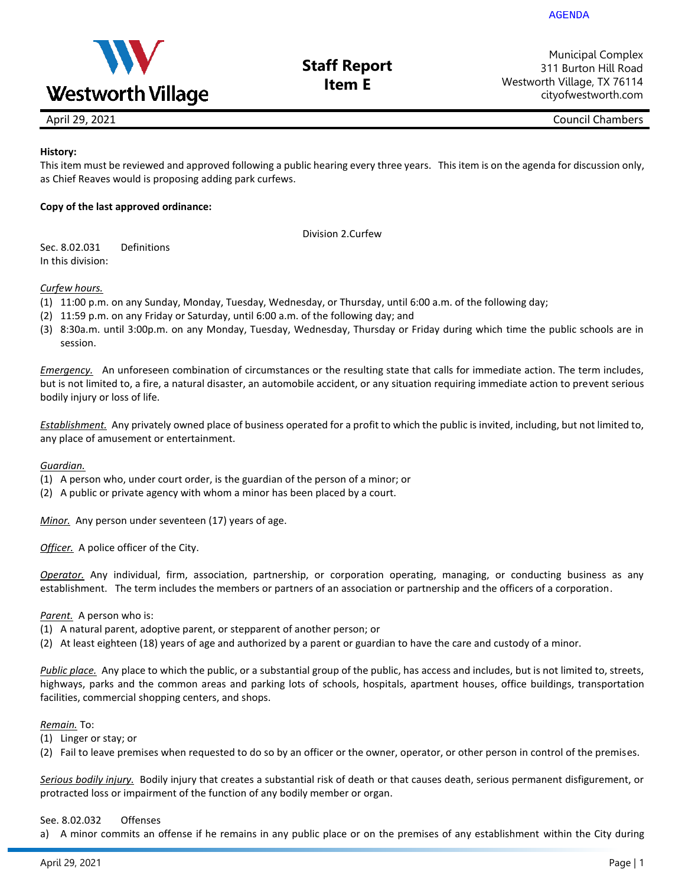AGENDA

**Westworth Village**

# Staff Report
## Item E

Municipal Complex
311 Burton Hill Road
Westworth Village, TX 76114
cityofwestworth.com

April 29, 2021 — Council Chambers

**History:**
This item must be reviewed and approved following a public hearing every three years. This item is on the agenda for discussion only, as Chief Reaves would is proposing adding park curfews.

**Copy of the last approved ordinance:**

Division 2.Curfew

Sec. 8.02.031 Definitions
In this division:

*Curfew hours.*
(1) 11:00 p.m. on any Sunday, Monday, Tuesday, Wednesday, or Thursday, until 6:00 a.m. of the following day;
(2) 11:59 p.m. on any Friday or Saturday, until 6:00 a.m. of the following day; and
(3) 8:30a.m. until 3:00p.m. on any Monday, Tuesday, Wednesday, Thursday or Friday during which time the public schools are in session.

*Emergency.* An unforeseen combination of circumstances or the resulting state that calls for immediate action. The term includes, but is not limited to, a fire, a natural disaster, an automobile accident, or any situation requiring immediate action to prevent serious bodily injury or loss of life.

*Establishment.* Any privately owned place of business operated for a profit to which the public is invited, including, but not limited to, any place of amusement or entertainment.

*Guardian.*
(1) A person who, under court order, is the guardian of the person of a minor; or
(2) A public or private agency with whom a minor has been placed by a court.

*Minor.* Any person under seventeen (17) years of age.

*Officer.* A police officer of the City.

*Operator.* Any individual, firm, association, partnership, or corporation operating, managing, or conducting business as any establishment. The term includes the members or partners of an association or partnership and the officers of a corporation.

*Parent.* A person who is:
(1) A natural parent, adoptive parent, or stepparent of another person; or
(2) At least eighteen (18) years of age and authorized by a parent or guardian to have the care and custody of a minor.

*Public place.* Any place to which the public, or a substantial group of the public, has access and includes, but is not limited to, streets, highways, parks and the common areas and parking lots of schools, hospitals, apartment houses, office buildings, transportation facilities, commercial shopping centers, and shops.

*Remain.* To:
(1) Linger or stay; or
(2) Fail to leave premises when requested to do so by an officer or the owner, operator, or other person in control of the premises.

*Serious bodily injury.* Bodily injury that creates a substantial risk of death or that causes death, serious permanent disfigurement, or protracted loss or impairment of the function of any bodily member or organ.

See. 8.02.032 Offenses
a) A minor commits an offense if he remains in any public place or on the premises of any establishment within the City during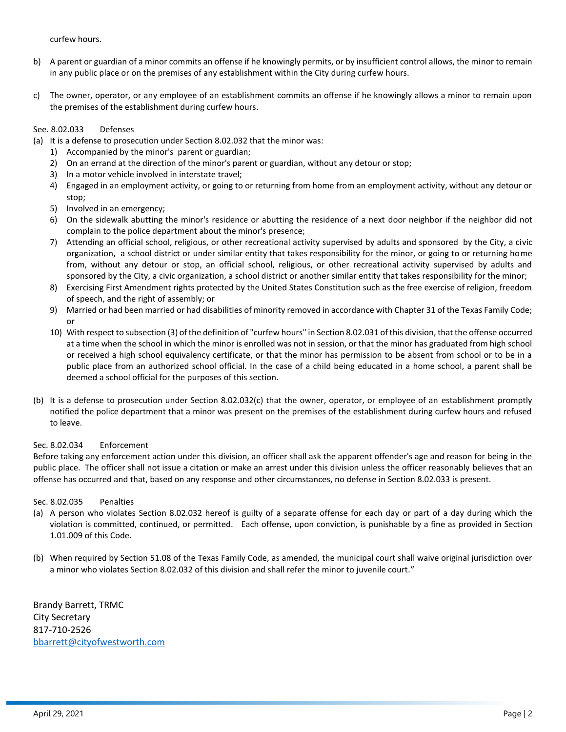curfew hours.

b) A parent or guardian of a minor commits an offense if he knowingly permits, or by insufficient control allows, the minor to remain in any public place or on the premises of any establishment within the City during curfew hours.

c) The owner, operator, or any employee of an establishment commits an offense if he knowingly allows a minor to remain upon the premises of the establishment during curfew hours.

See. 8.02.033 Defenses

(a) It is a defense to prosecution under Section 8.02.032 that the minor was:
   1) Accompanied by the minor's parent or guardian;
   2) On an errand at the direction of the minor's parent or guardian, without any detour or stop;
   3) In a motor vehicle involved in interstate travel;
   4) Engaged in an employment activity, or going to or returning from home from an employment activity, without any detour or stop;
   5) Involved in an emergency;
   6) On the sidewalk abutting the minor's residence or abutting the residence of a next door neighbor if the neighbor did not complain to the police department about the minor's presence;
   7) Attending an official school, religious, or other recreational activity supervised by adults and sponsored by the City, a civic organization, a school district or under similar entity that takes responsibility for the minor, or going to or returning home from, without any detour or stop, an official school, religious, or other recreational activity supervised by adults and sponsored by the City, a civic organization, a school district or another similar entity that takes responsibility for the minor;
   8) Exercising First Amendment rights protected by the United States Constitution such as the free exercise of religion, freedom of speech, and the right of assembly; or
   9) Married or had been married or had disabilities of minority removed in accordance with Chapter 31 of the Texas Family Code; or
   10) With respect to subsection (3) of the definition of "curfew hours" in Section 8.02.031 of this division, that the offense occurred at a time when the school in which the minor is enrolled was not in session, or that the minor has graduated from high school or received a high school equivalency certificate, or that the minor has permission to be absent from school or to be in a public place from an authorized school official. In the case of a child being educated in a home school, a parent shall be deemed a school official for the purposes of this section.

(b) It is a defense to prosecution under Section 8.02.032(c) that the owner, operator, or employee of an establishment promptly notified the police department that a minor was present on the premises of the establishment during curfew hours and refused to leave.

Sec. 8.02.034 Enforcement

Before taking any enforcement action under this division, an officer shall ask the apparent offender's age and reason for being in the public place. The officer shall not issue a citation or make an arrest under this division unless the officer reasonably believes that an offense has occurred and that, based on any response and other circumstances, no defense in Section 8.02.033 is present.

Sec. 8.02.035 Penalties

(a) A person who violates Section 8.02.032 hereof is guilty of a separate offense for each day or part of a day during which the violation is committed, continued, or permitted. Each offense, upon conviction, is punishable by a fine as provided in Section 1.01.009 of this Code.

(b) When required by Section 51.08 of the Texas Family Code, as amended, the municipal court shall waive original jurisdiction over a minor who violates Section 8.02.032 of this division and shall refer the minor to juvenile court."

Brandy Barrett, TRMC
City Secretary
817-710-2526
bbarrett@cityofwestworth.com

April 29, 2021